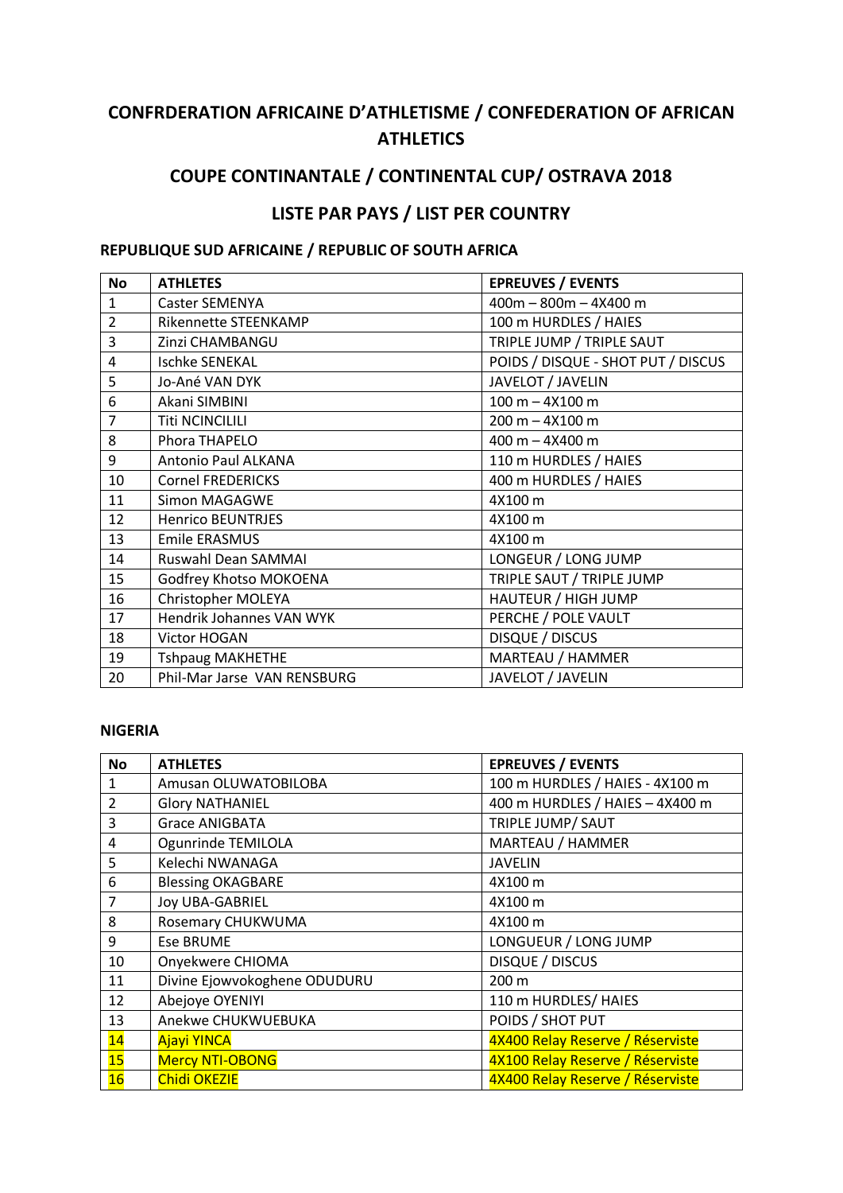# CONFRDERATION AFRICAINE D'ATHLETISME / CONFEDERATION OF AFRICAN ATHLETICS

## COUPE CONTINANTALE / CONTINENTAL CUP/ OSTRAVA 2018

## LISTE PAR PAYS / LIST PER COUNTRY

### REPUBLIQUE SUD AFRICAINE / REPUBLIC OF SOUTH AFRICA

| No | ATHLETES | EPREUVES / EVENTS |
|---|---|---|
| 1 | Caster SEMENYA | 400m – 800m – 4X400 m |
| 2 | Rikennette STEENKAMP | 100 m HURDLES / HAIES |
| 3 | Zinzi CHAMBANGU | TRIPLE JUMP / TRIPLE SAUT |
| 4 | Ischke SENEKAL | POIDS / DISQUE - SHOT PUT / DISCUS |
| 5 | Jo-Ané VAN DYK | JAVELOT / JAVELIN |
| 6 | Akani SIMBINI | 100 m – 4X100 m |
| 7 | Titi NCINCILILI | 200 m – 4X100 m |
| 8 | Phora THAPELO | 400 m – 4X400 m |
| 9 | Antonio Paul ALKANA | 110 m HURDLES / HAIES |
| 10 | Cornel FREDERICKS | 400 m HURDLES / HAIES |
| 11 | Simon MAGAGWE | 4X100 m |
| 12 | Henrico BEUNTRJES | 4X100 m |
| 13 | Emile ERASMUS | 4X100 m |
| 14 | Ruswahl Dean SAMMAI | LONGEUR / LONG JUMP |
| 15 | Godfrey Khotso MOKOENA | TRIPLE SAUT / TRIPLE JUMP |
| 16 | Christopher MOLEYA | HAUTEUR / HIGH JUMP |
| 17 | Hendrik Johannes VAN WYK | PERCHE / POLE VAULT |
| 18 | Victor HOGAN | DISQUE / DISCUS |
| 19 | Tshpaug MAKHETHE | MARTEAU / HAMMER |
| 20 | Phil-Mar Jarse VAN RENSBURG | JAVELOT / JAVELIN |

### NIGERIA

| No | ATHLETES | EPREUVES / EVENTS |
|---|---|---|
| 1 | Amusan OLUWATOBILOBA | 100 m HURDLES / HAIES - 4X100 m |
| 2 | Glory NATHANIEL | 400 m HURDLES / HAIES – 4X400 m |
| 3 | Grace ANIGBATA | TRIPLE JUMP/ SAUT |
| 4 | Ogunrinde TEMILOLA | MARTEAU / HAMMER |
| 5 | Kelechi NWANAGA | JAVELIN |
| 6 | Blessing OKAGBARE | 4X100 m |
| 7 | Joy UBA-GABRIEL | 4X100 m |
| 8 | Rosemary CHUKWUMA | 4X100 m |
| 9 | Ese BRUME | LONGUEUR / LONG JUMP |
| 10 | Onyekwere CHIOMA | DISQUE / DISCUS |
| 11 | Divine Ejowvokoghene ODUDURU | 200 m |
| 12 | Abejoye OYENIYI | 110 m HURDLES/ HAIES |
| 13 | Anekwe CHUKWUEBUKA | POIDS / SHOT PUT |
| 14 | Ajayi YINCA | 4X400 Relay Reserve / Réserviste |
| 15 | Mercy NTI-OBONG | 4X100 Relay Reserve / Réserviste |
| 16 | Chidi OKEZIE | 4X400 Relay Reserve / Réserviste |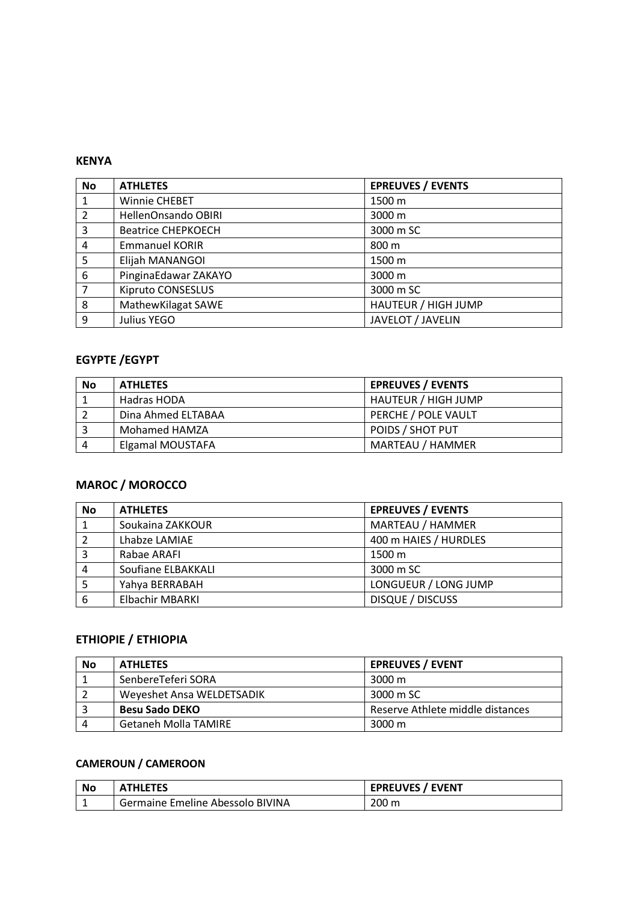**KENYA**

| No | ATHLETES | EPREUVES / EVENTS |
|---|---|---|
| 1 | Winnie CHEBET | 1500 m |
| 2 | HellenOnsando OBIRI | 3000 m |
| 3 | Beatrice CHEPKOECH | 3000 m SC |
| 4 | Emmanuel KORIR | 800 m |
| 5 | Elijah MANANGOI | 1500 m |
| 6 | PinginaEdawar ZAKAYO | 3000 m |
| 7 | Kipruto CONSESLUS | 3000 m SC |
| 8 | MathewKilagat SAWE | HAUTEUR / HIGH JUMP |
| 9 | Julius YEGO | JAVELOT / JAVELIN |

**EGYPTE /EGYPT**

| No | ATHLETES | EPREUVES / EVENTS |
|---|---|---|
| 1 | Hadras HODA | HAUTEUR / HIGH JUMP |
| 2 | Dina Ahmed ELTABAA | PERCHE / POLE VAULT |
| 3 | Mohamed HAMZA | POIDS / SHOT PUT |
| 4 | Elgamal MOUSTAFA | MARTEAU / HAMMER |

**MAROC / MOROCCO**

| No | ATHLETES | EPREUVES / EVENTS |
|---|---|---|
| 1 | Soukaina ZAKKOUR | MARTEAU / HAMMER |
| 2 | Lhabze LAMIAE | 400 m HAIES / HURDLES |
| 3 | Rabae ARAFI | 1500 m |
| 4 | Soufiane ELBAKKALI | 3000 m SC |
| 5 | Yahya BERRABAH | LONGUEUR / LONG JUMP |
| 6 | Elbachir MBARKI | DISQUE / DISCUSS |

**ETHIOPIE / ETHIOPIA**

| No | ATHLETES | EPREUVES / EVENT |
|---|---|---|
| 1 | SenbereTeferi SORA | 3000 m |
| 2 | Weyeshet Ansa WELDETSADIK | 3000 m SC |
| 3 | **Besu Sado DEKO** | Reserve Athlete middle distances |
| 4 | Getaneh Molla TAMIRE | 3000 m |

**CAMEROUN / CAMEROON**

| No | ATHLETES | EPREUVES / EVENT |
|---|---|---|
| 1 | Germaine Emeline Abessolo BIVINA | 200 m |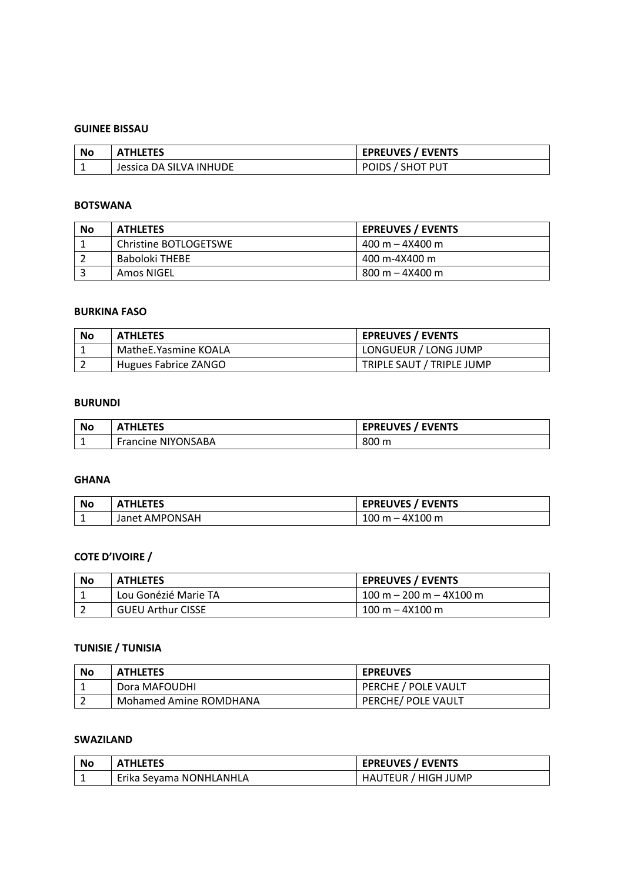**GUINEE BISSAU**

| No | ATHLETES | EPREUVES / EVENTS |
|---|---|---|
| 1 | Jessica DA SILVA INHUDE | POIDS / SHOT PUT |

**BOTSWANA**

| No | ATHLETES | EPREUVES / EVENTS |
|---|---|---|
| 1 | Christine BOTLOGETSWE | 400 m – 4X400 m |
| 2 | Baboloki THEBE | 400 m-4X400 m |
| 3 | Amos NIGEL | 800 m – 4X400 m |

**BURKINA FASO**

| No | ATHLETES | EPREUVES / EVENTS |
|---|---|---|
| 1 | MatheE.Yasmine KOALA | LONGUEUR / LONG JUMP |
| 2 | Hugues Fabrice ZANGO | TRIPLE SAUT / TRIPLE JUMP |

**BURUNDI**

| No | ATHLETES | EPREUVES / EVENTS |
|---|---|---|
| 1 | Francine NIYONSABA | 800 m |

**GHANA**

| No | ATHLETES | EPREUVES / EVENTS |
|---|---|---|
| 1 | Janet AMPONSAH | 100 m – 4X100 m |

**COTE D'IVOIRE /**

| No | ATHLETES | EPREUVES / EVENTS |
|---|---|---|
| 1 | Lou Gonézié Marie TA | 100 m – 200 m – 4X100 m |
| 2 | GUEU Arthur CISSE | 100 m – 4X100 m |

**TUNISIE / TUNISIA**

| No | ATHLETES | EPREUVES |
|---|---|---|
| 1 | Dora MAFOUDHI | PERCHE / POLE VAULT |
| 2 | Mohamed Amine ROMDHANA | PERCHE/ POLE VAULT |

**SWAZILAND**

| No | ATHLETES | EPREUVES / EVENTS |
|---|---|---|
| 1 | Erika Seyama NONHLANHLA | HAUTEUR / HIGH JUMP |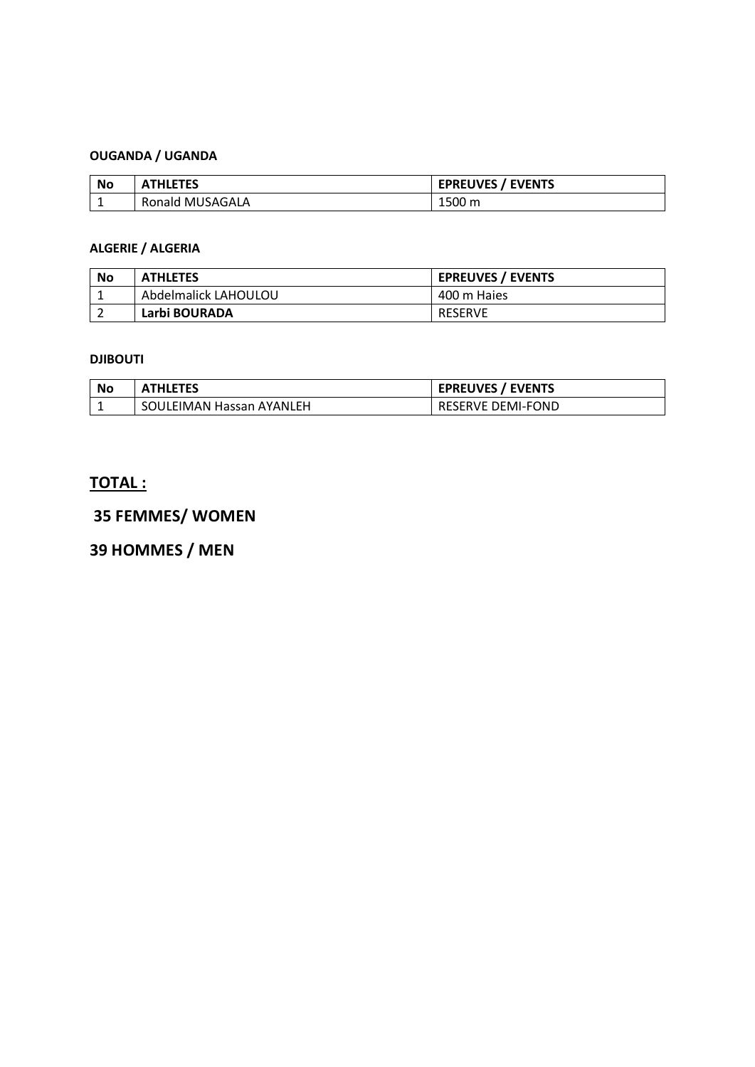**OUGANDA / UGANDA**

| No | ATHLETES | EPREUVES / EVENTS |
|---|---|---|
| 1 | Ronald MUSAGALA | 1500 m |

**ALGERIE / ALGERIA**

| No | ATHLETES | EPREUVES / EVENTS |
|---|---|---|
| 1 | Abdelmalick LAHOULOU | 400 m Haies |
| 2 | **Larbi BOURADA** | RESERVE |

**DJIBOUTI**

| No | ATHLETES | EPREUVES / EVENTS |
|---|---|---|
| 1 | SOULEIMAN Hassan AYANLEH | RESERVE DEMI-FOND |

## <u>TOTAL :</u>

## 35 FEMMES/ WOMEN

## 39 HOMMES / MEN